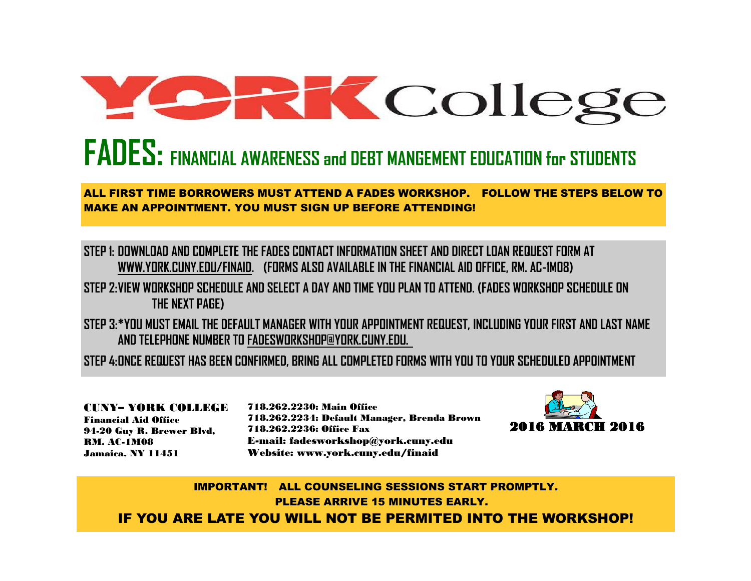# YORK College

## FADES: FINANCIAL AWARENESS and DEBT MANGEMENT EDUCATION for STUDENTS

**ALL FIRST TIME BORROWERS MUST ATTEND A FADES WORKSHOP. FOLLOW THE STEPS BELOW TO MAKE AN APPOINTMENT. YOU MUST SIGN UP BEFORE ATTENDING!**

**STEP 1:** DOWNLOAD AND COMPLETE THE FADES CONTACT INFORMATION SHEET AND DIRECT LOAN REQUEST FORM AT WWW.YORK.CUNY.EDU/FINAID. (FORMS ALSO AVAILABLE IN THE FINANCIAL AID OFFICE, RM. AC-1M08)

**STEP 2:** VIEW WORKSHOP SCHEDULE AND SELECT A DAY AND TIME YOU PLAN TO ATTEND. (FADES WORKSHOP SCHEDULE ON THE NEXT PAGE)

**STEP 3:** *YOU MUST EMAIL THE DEFAULT MANAGER WITH YOUR APPOINTMENT REQUEST, INCLUDING YOUR FIRST AND LAST NAME AND TELEPHONE NUMBER TO FADESWORKSHOP@YORK.CUNY.EDU.

**STEP 4:** ONCE REQUEST HAS BEEN CONFIRMED, BRING ALL COMPLETED FORMS WITH YOU TO YOUR SCHEDULED APPOINTMENT

**CUNY– YORK COLLEGE**
Financial Aid Office
94-20 Guy R. Brewer Blvd,
RM. AC-1M08
Jamaica, NY 11451

718.262.2230: Main Office
718.262.2234: Default Manager, Brenda Brown
718.262.2236: Office Fax
E-mail: fadesworkshop@york.cuny.edu
Website: www.york.cuny.edu/finaid

**2016 MARCH 2016**

**IMPORTANT! ALL COUNSELING SESSIONS START PROMPTLY.**
**PLEASE ARRIVE 15 MINUTES EARLY.**
**IF YOU ARE LATE YOU WILL NOT BE PERMITED INTO THE WORKSHOP!**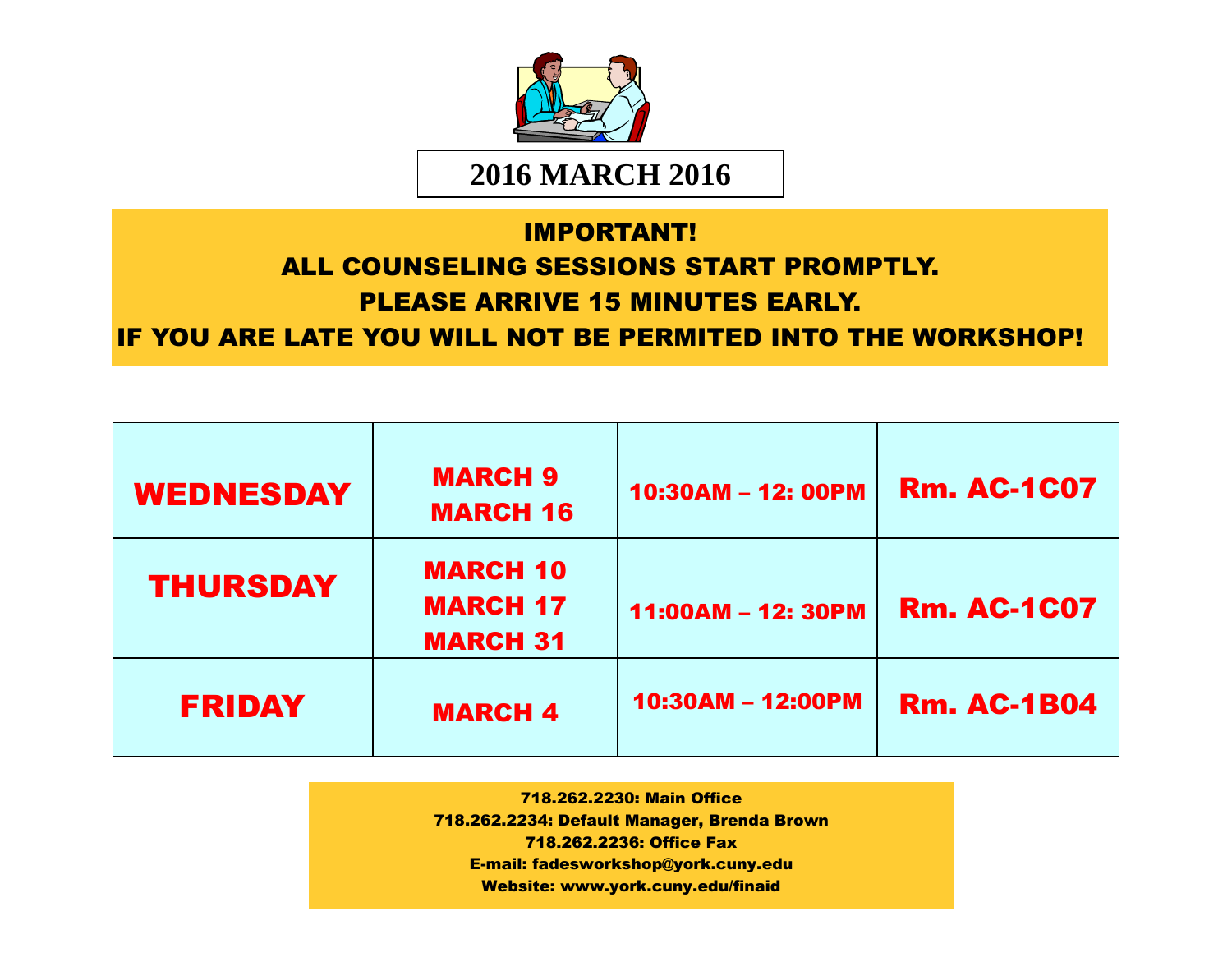# 2016 MARCH 2016

**IMPORTANT!**

**ALL COUNSELING SESSIONS START PROMPTLY.**

**PLEASE ARRIVE 15 MINUTES EARLY.**

**IF YOU ARE LATE YOU WILL NOT BE PERMITED INTO THE WORKSHOP!**

| | | | |
|---|---|---|---|
| WEDNESDAY | MARCH 9<br>MARCH 16 | 10:30AM – 12: 00PM | Rm. AC-1C07 |
| THURSDAY | MARCH 10<br>MARCH 17<br>MARCH 31 | 11:00AM – 12: 30PM | Rm. AC-1C07 |
| FRIDAY | MARCH 4 | 10:30AM – 12:00PM | Rm. AC-1B04 |

718.262.2230: Main Office
718.262.2234: Default Manager, Brenda Brown
718.262.2236: Office Fax
E-mail: fadesworkshop@york.cuny.edu
Website: www.york.cuny.edu/finaid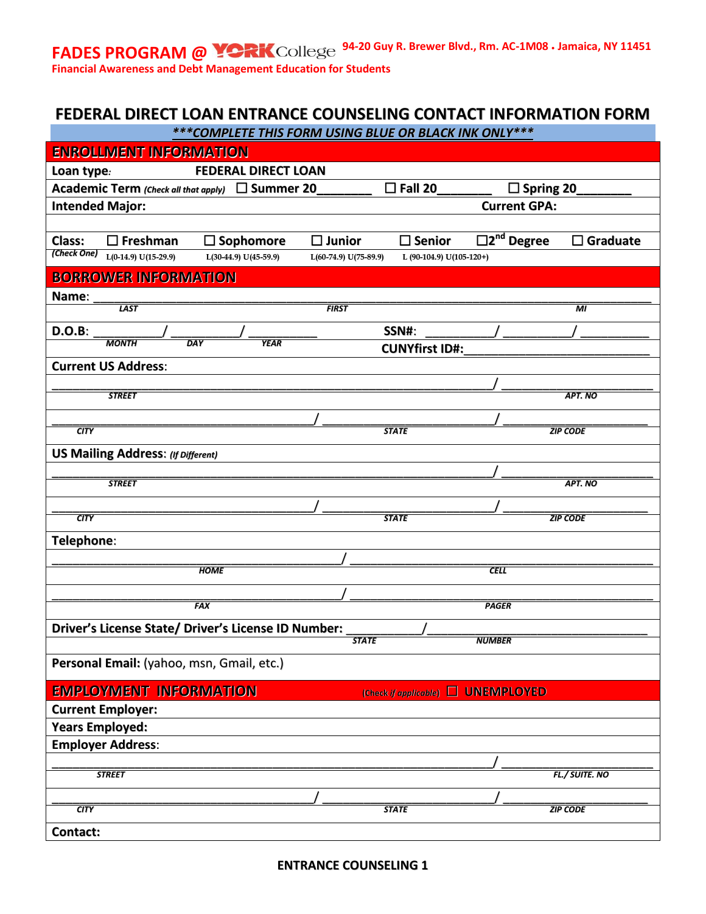**FADES PROGRAM @ YORK College** 94-20 Guy R. Brewer Blvd., Rm. AC-1M08 • Jamaica, NY 11451

**Financial Awareness and Debt Management Education for Students**

# FEDERAL DIRECT LOAN ENTRANCE COUNSELING CONTACT INFORMATION FORM

***\*\*\*COMPLETE THIS FORM USING BLUE OR BLACK INK ONLY\*\*\****

## ENROLLMENT INFORMATION

**Loan type:** **FEDERAL DIRECT LOAN**

**Academic Term** *(Check all that apply)* ☐ **Summer 20________** ☐ **Fall 20________** ☐ **Spring 20________**

**Intended Major:** **Current GPA:**

**Class:** *(Check One)* ☐ **Freshman** L(0-14.9) U(15-29.9) ☐ **Sophomore** L(30-44.9) U(45-59.9) ☐ **Junior** L(60-74.9) U(75-89.9) ☐ **Senior** L (90-104.9) U(105-120+) ☐ **2nd Degree** ☐ **Graduate**

## BORROWER INFORMATION

**Name:** ______________________________________________________________
LAST FIRST MI

**D.O.B:** __________/ __________/ __________ **SSN#:** __________/ __________/ __________
MONTH DAY YEAR

**CUNYfirst ID#:** ____________________________

**Current US Address:**

____________________________________________/ ______________
STREET APT. NO

____________________________/ ____________________/ ______________
CITY STATE ZIP CODE

**US Mailing Address:** *(If Different)*

____________________________________________/ ______________
STREET APT. NO

____________________________/ ____________________/ ______________
CITY STATE ZIP CODE

**Telephone:**

____________________________/ ____________________________
HOME CELL

____________________________/ ____________________________
FAX PAGER

**Driver's License State/ Driver's License ID Number:** __________/ ____________________
STATE NUMBER

**Personal Email:** (yahoo, msn, Gmail, etc.)

## EMPLOYMENT INFORMATION

*(Check if applicable)* ☐ **UNEMPLOYED**

**Current Employer:**

**Years Employed:**

**Employer Address:**

____________________________________________/ ______________
STREET FL./ SUITE. NO

____________________________/ ____________________/ ______________
CITY STATE ZIP CODE

**Contact:**

**ENTRANCE COUNSELING 1**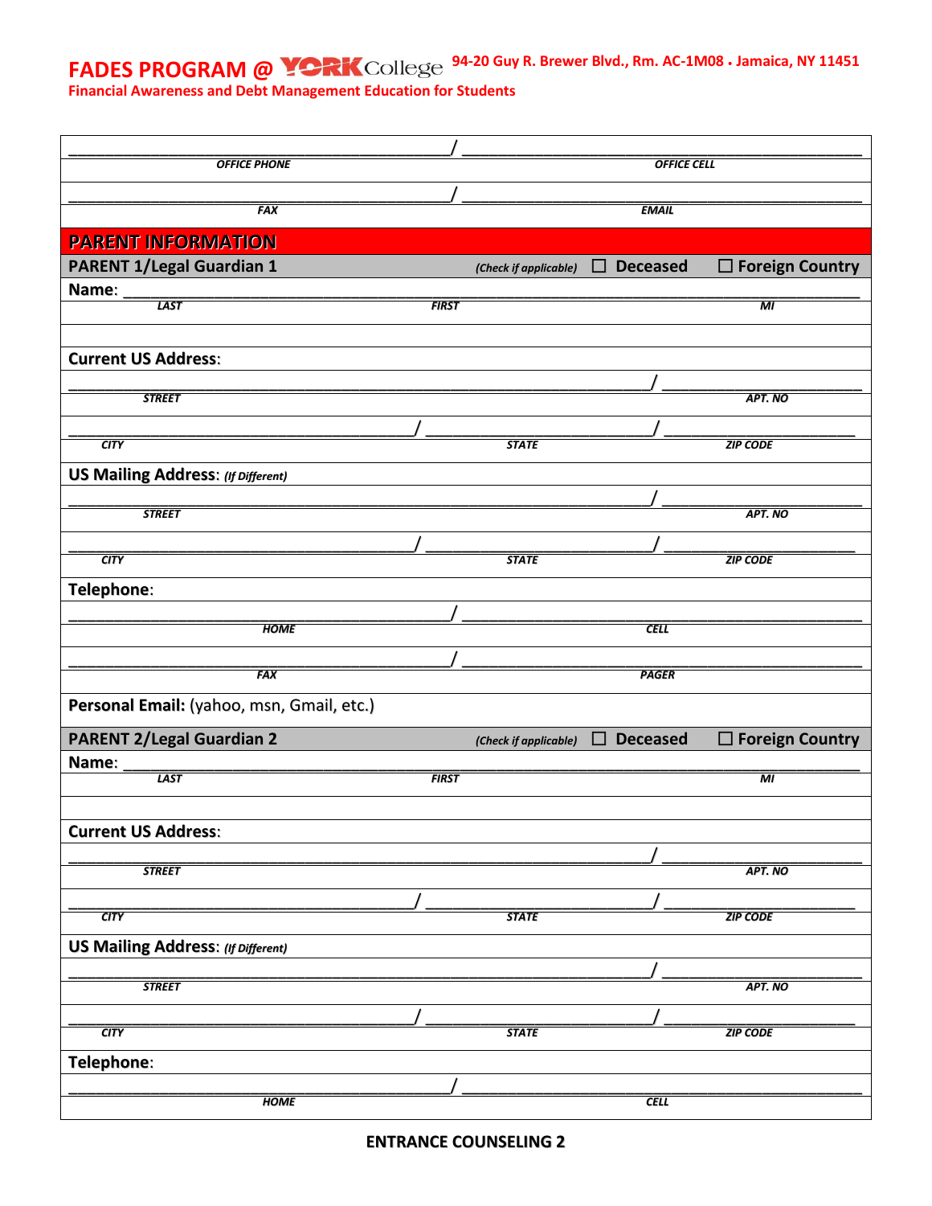**FADES PROGRAM @ YORK College** 94-20 Guy R. Brewer Blvd., Rm. AC-1M08 • Jamaica, NY 11451

**Financial Awareness and Debt Management Education for Students**

| | |
|---|---|
| ______________________ / ______________________ | |
| *OFFICE PHONE* | *OFFICE CELL* |
| ______________________ / ______________________ | |
| *FAX* | *EMAIL* |

## PARENT INFORMATION

**PARENT 1/Legal Guardian 1** *(Check if applicable)* ☐ Deceased ☐ Foreign Country

**Name**: ________________________________________________

*LAST* *FIRST* *MI*

**Current US Address**:

________________________________________ / ______________

*STREET* *APT. NO*

______________________ / ______________________ / ______________

*CITY* *STATE* *ZIP CODE*

**US Mailing Address**: *(If Different)*

________________________________________ / ______________

*STREET* *APT. NO*

______________________ / ______________________ / ______________

*CITY* *STATE* *ZIP CODE*

**Telephone**:

______________________ / ______________________

*HOME* *CELL*

______________________ / ______________________

*FAX* *PAGER*

**Personal Email:** (yahoo, msn, Gmail, etc.)

**PARENT 2/Legal Guardian 2** *(Check if applicable)* ☐ Deceased ☐ Foreign Country

**Name**: ________________________________________________

*LAST* *FIRST* *MI*

**Current US Address**:

________________________________________ / ______________

*STREET* *APT. NO*

______________________ / ______________________ / ______________

*CITY* *STATE* *ZIP CODE*

**US Mailing Address**: *(If Different)*

________________________________________ / ______________

*STREET* *APT. NO*

______________________ / ______________________ / ______________

*CITY* *STATE* *ZIP CODE*

**Telephone**:

______________________ / ______________________

*HOME* *CELL*

**ENTRANCE COUNSELING 2**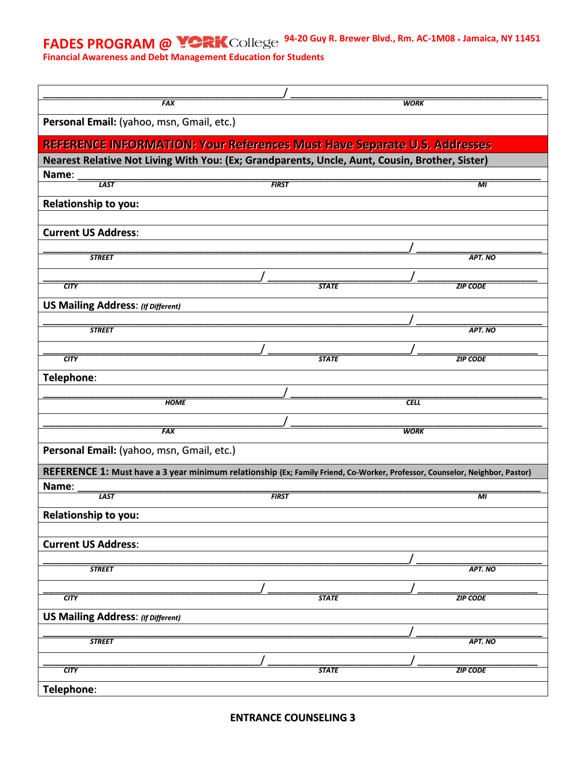# FADES PROGRAM @ YORK College

94-20 Guy R. Brewer Blvd., Rm. AC-1M08 • Jamaica, NY 11451

**Financial Awareness and Debt Management Education for Students**

______________________________________ / ______________________________________
*FAX* *WORK*

**Personal Email:** (yahoo, msn, Gmail, etc.)

## REFERENCE INFORMATION: Your References Must Have Separate U.S. Addresses

**Nearest Relative Not Living With You: (Ex; Grandparents, Uncle, Aunt, Cousin, Brother, Sister)**

**Name:** ______________________________________________________________
*LAST* *FIRST* *MI*

**Relationship to you:**

**Current US Address:**

______________________________________________________ / __________________
*STREET* *APT. NO*

________________________________ / ____________________ / __________________
*CITY* *STATE* *ZIP CODE*

**US Mailing Address:** ***(If Different)***

______________________________________________________ / __________________
*STREET* *APT. NO*

________________________________ / ____________________ / __________________
*CITY* *STATE* *ZIP CODE*

**Telephone:**

______________________________________ / ______________________________________
*HOME* *CELL*

______________________________________ / ______________________________________
*FAX* *WORK*

**Personal Email:** (yahoo, msn, Gmail, etc.)

**REFERENCE 1: Must have a 3 year minimum relationship (Ex; Family Friend, Co-Worker, Professor, Counselor, Neighbor, Pastor)**

**Name:** ______________________________________________________________
*LAST* *FIRST* *MI*

**Relationship to you:**

**Current US Address:**

______________________________________________________ / __________________
*STREET* *APT. NO*

________________________________ / ____________________ / __________________
*CITY* *STATE* *ZIP CODE*

**US Mailing Address:** ***(If Different)***

______________________________________________________ / __________________
*STREET* *APT. NO*

________________________________ / ____________________ / __________________
*CITY* *STATE* *ZIP CODE*

**Telephone:**

**ENTRANCE COUNSELING 3**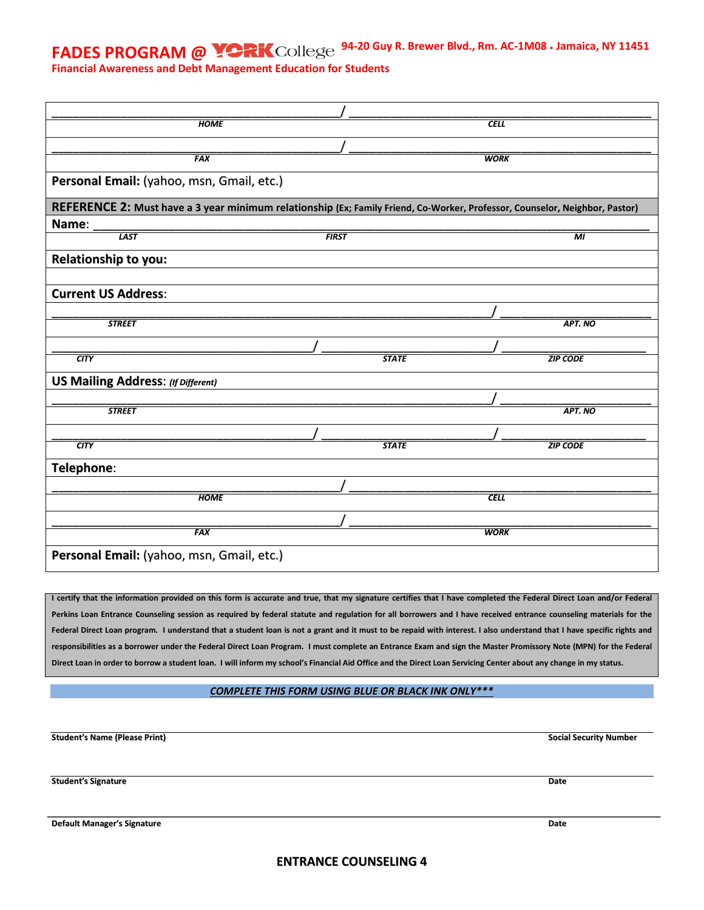# FADES PROGRAM @ YORK College 94-20 Guy R. Brewer Blvd., Rm. AC-1M08 • Jamaica, NY 11451

**Financial Awareness and Debt Management Education for Students**

| | |
|---|---|
| ______________________________ / | ______________________________ |
| HOME | CELL |
| ______________________________ / | ______________________________ |
| FAX | WORK |
| **Personal Email:** (yahoo, msn, Gmail, etc.) | |

**REFERENCE 2: Must have a 3 year minimum relationship** (Ex; Family Friend, Co-Worker, Professor, Counselor, Neighbor, Pastor)

**Name:** ______________________________________________

| | | |
|---|---|---|
| LAST | FIRST | MI |

**Relationship to you:**

**Current US Address:**

| | |
|---|---|
| ______________________________ / | ______________ |
| STREET | APT. NO |

| | | |
|---|---|---|
| ______________ / | ______________ / | ______________ |
| CITY | STATE | ZIP CODE |

**US Mailing Address:** *(If Different)*

| | |
|---|---|
| ______________________________ / | ______________ |
| STREET | APT. NO |

| | | |
|---|---|---|
| ______________ / | ______________ / | ______________ |
| CITY | STATE | ZIP CODE |

**Telephone:**

| | |
|---|---|
| ______________________________ / | ______________________________ |
| HOME | CELL |
| ______________________________ / | ______________________________ |
| FAX | WORK |

**Personal Email:** (yahoo, msn, Gmail, etc.)

**I certify that the information provided on this form is accurate and true, that my signature certifies that I have completed the Federal Direct Loan and/or Federal Perkins Loan Entrance Counseling session as required by federal statute and regulation for all borrowers and I have received entrance counseling materials for the Federal Direct Loan program. I understand that a student loan is not a grant and it must to be repaid with interest. I also understand that I have specific rights and responsibilities as a borrower under the Federal Direct Loan Program. I must complete an Entrance Exam and sign the Master Promissory Note (MPN) for the Federal Direct Loan in order to borrow a student loan. I will inform my school's Financial Aid Office and the Direct Loan Servicing Center about any change in my status.**

***COMPLETE THIS FORM USING BLUE OR BLACK INK ONLY*****

______________________________________________

**Student's Name (Please Print)** **Social Security Number**

______________________________________________

**Student's Signature** **Date**

______________________________________________

**Default Manager's Signature** **Date**

**ENTRANCE COUNSELING 4**